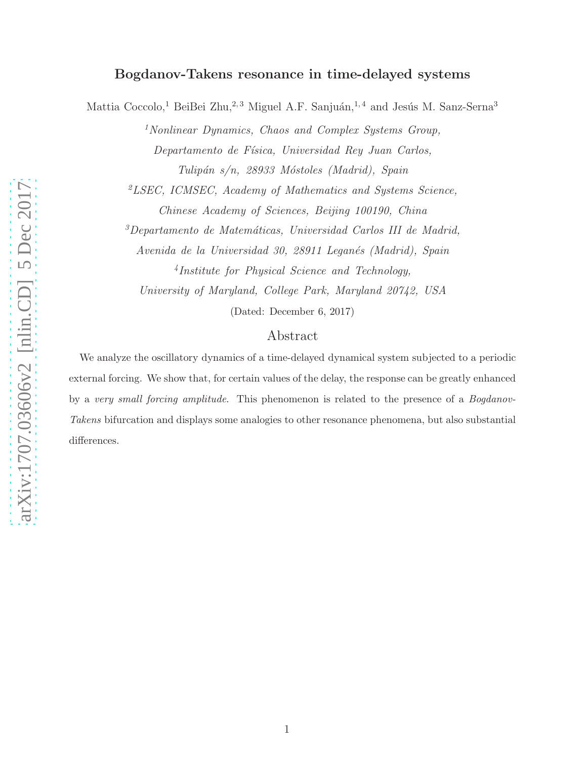# Bogdanov-Takens resonance in time-delayed systems

Mattia Coccolo,[1] BeiBei Zhu,[2,3] Miguel A.F. Sanjuán,[1,4] and Jesús M. Sanz-Serna[3]

[1] *Nonlinear Dynamics, Chaos and Complex Systems Group, Departamento de Física, Universidad Rey Juan Carlos, Tulipán s/n, 28933 Móstoles (Madrid), Spain*

[2] *LSEC, ICMSEC, Academy of Mathematics and Systems Science, Chinese Academy of Sciences, Beijing 100190, China*

[3] *Departamento de Matemáticas, Universidad Carlos III de Madrid, Avenida de la Universidad 30, 28911 Leganés (Madrid), Spain*

[4] *Institute for Physical Science and Technology, University of Maryland, College Park, Maryland 20742, USA*

(Dated: December 6, 2017)

## Abstract

We analyze the oscillatory dynamics of a time-delayed dynamical system subjected to a periodic external forcing. We show that, for certain values of the delay, the response can be greatly enhanced by a *very small forcing amplitude*. This phenomenon is related to the presence of a *Bogdanov-Takens* bifurcation and displays some analogies to other resonance phenomena, but also substantial differences.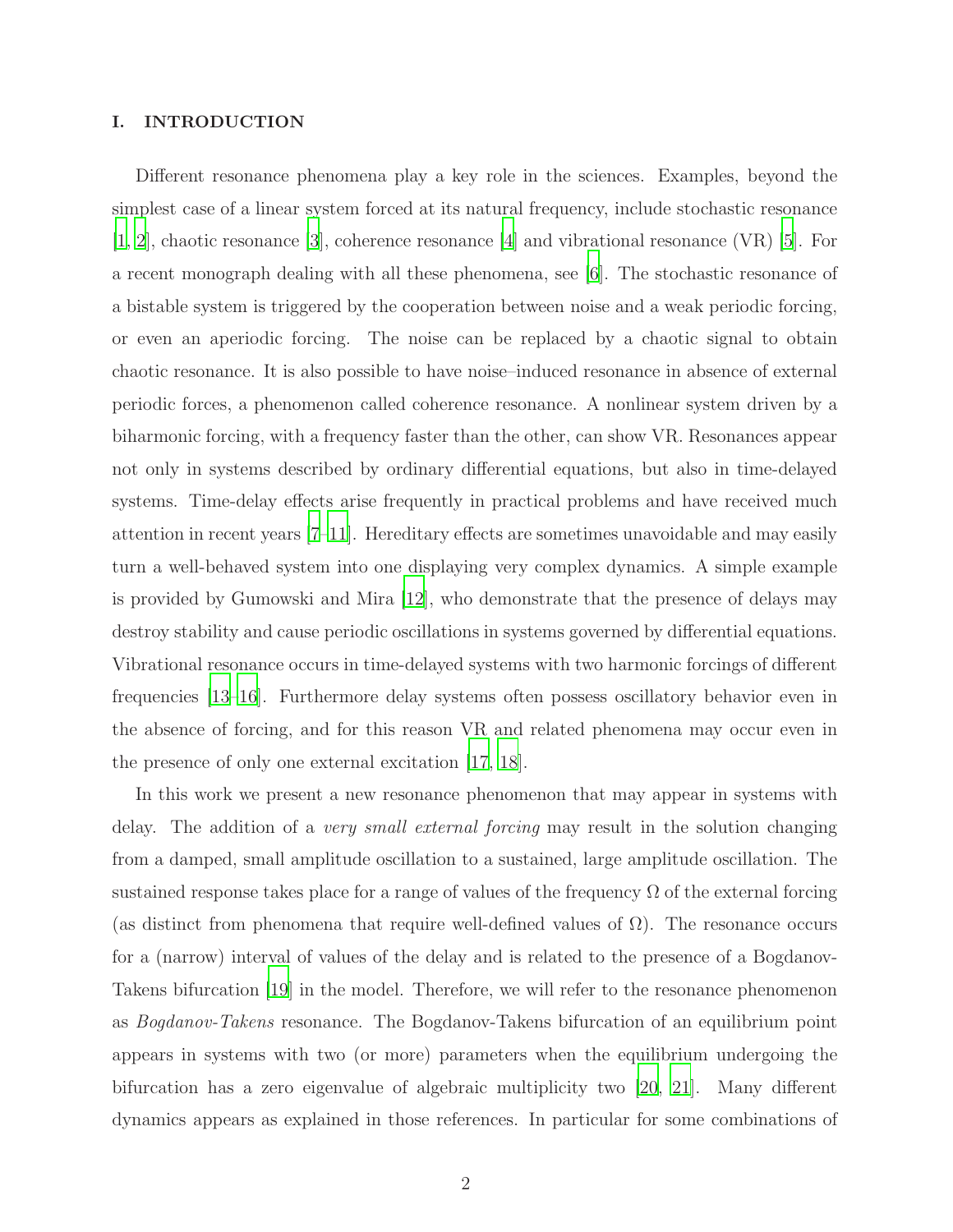## I. INTRODUCTION

Different resonance phenomena play a key role in the sciences. Examples, beyond the simplest case of a linear system forced at its natural frequency, include stochastic resonance [1, 2], chaotic resonance [3], coherence resonance [4] and vibrational resonance (VR) [5]. For a recent monograph dealing with all these phenomena, see [6]. The stochastic resonance of a bistable system is triggered by the cooperation between noise and a weak periodic forcing, or even an aperiodic forcing. The noise can be replaced by a chaotic signal to obtain chaotic resonance. It is also possible to have noise–induced resonance in absence of external periodic forces, a phenomenon called coherence resonance. A nonlinear system driven by a biharmonic forcing, with a frequency faster than the other, can show VR. Resonances appear not only in systems described by ordinary differential equations, but also in time-delayed systems. Time-delay effects arise frequently in practical problems and have received much attention in recent years [7–11]. Hereditary effects are sometimes unavoidable and may easily turn a well-behaved system into one displaying very complex dynamics. A simple example is provided by Gumowski and Mira [12], who demonstrate that the presence of delays may destroy stability and cause periodic oscillations in systems governed by differential equations. Vibrational resonance occurs in time-delayed systems with two harmonic forcings of different frequencies [13–16]. Furthermore delay systems often possess oscillatory behavior even in the absence of forcing, and for this reason VR and related phenomena may occur even in the presence of only one external excitation [17, 18].

In this work we present a new resonance phenomenon that may appear in systems with delay. The addition of a *very small external forcing* may result in the solution changing from a damped, small amplitude oscillation to a sustained, large amplitude oscillation. The sustained response takes place for a range of values of the frequency $\Omega$ of the external forcing (as distinct from phenomena that require well-defined values of $\Omega$). The resonance occurs for a (narrow) interval of values of the delay and is related to the presence of a Bogdanov-Takens bifurcation [19] in the model. Therefore, we will refer to the resonance phenomenon as *Bogdanov-Takens* resonance. The Bogdanov-Takens bifurcation of an equilibrium point appears in systems with two (or more) parameters when the equilibrium undergoing the bifurcation has a zero eigenvalue of algebraic multiplicity two [20, 21]. Many different dynamics appears as explained in those references. In particular for some combinations of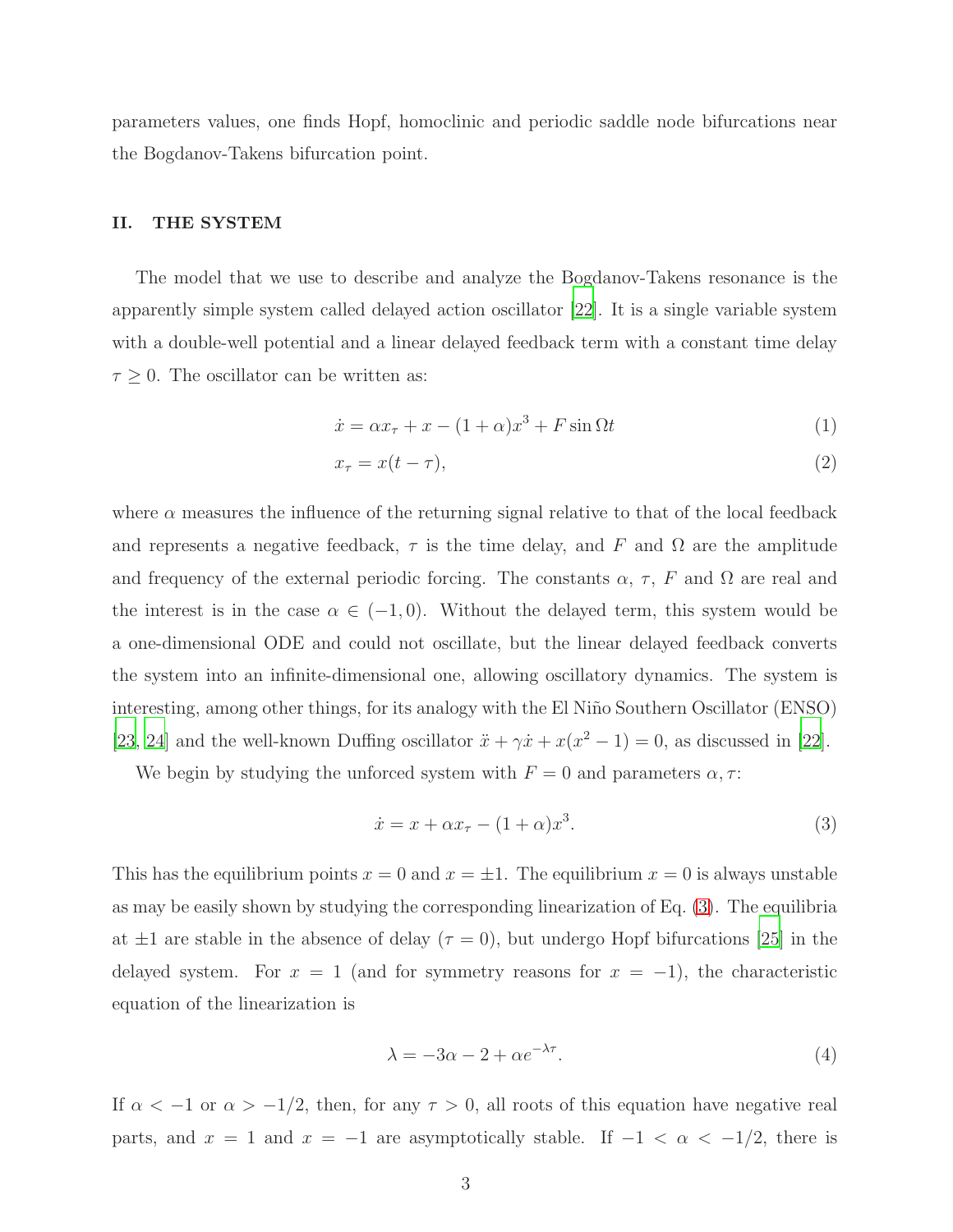parameters values, one finds Hopf, homoclinic and periodic saddle node bifurcations near the Bogdanov-Takens bifurcation point.

## II. THE SYSTEM

The model that we use to describe and analyze the Bogdanov-Takens resonance is the apparently simple system called delayed action oscillator [22]. It is a single variable system with a double-well potential and a linear delayed feedback term with a constant time delay $\tau \geq 0$. The oscillator can be written as:

$$\dot{x} = \alpha x_\tau + x - (1+\alpha)x^3 + F \sin \Omega t \tag{1}$$

$$x_\tau = x(t-\tau), \tag{2}$$

where $\alpha$ measures the influence of the returning signal relative to that of the local feedback and represents a negative feedback, $\tau$ is the time delay, and $F$ and $\Omega$ are the amplitude and frequency of the external periodic forcing. The constants $\alpha$, $\tau$, $F$ and $\Omega$ are real and the interest is in the case $\alpha \in (-1, 0)$. Without the delayed term, this system would be a one-dimensional ODE and could not oscillate, but the linear delayed feedback converts the system into an infinite-dimensional one, allowing oscillatory dynamics. The system is interesting, among other things, for its analogy with the El Niño Southern Oscillator (ENSO) [23, 24] and the well-known Duffing oscillator $\ddot{x} + \gamma\dot{x} + x(x^2 - 1) = 0$, as discussed in [22].

We begin by studying the unforced system with $F = 0$ and parameters $\alpha, \tau$:

$$\dot{x} = x + \alpha x_\tau - (1+\alpha)x^3. \tag{3}$$

This has the equilibrium points $x = 0$ and $x = \pm 1$. The equilibrium $x = 0$ is always unstable as may be easily shown by studying the corresponding linearization of Eq. (3). The equilibria at $\pm 1$ are stable in the absence of delay ($\tau = 0$), but undergo Hopf bifurcations [25] in the delayed system. For $x = 1$ (and for symmetry reasons for $x = -1$), the characteristic equation of the linearization is

$$\lambda = -3\alpha - 2 + \alpha e^{-\lambda\tau}. \tag{4}$$

If $\alpha < -1$ or $\alpha > -1/2$, then, for any $\tau > 0$, all roots of this equation have negative real parts, and $x = 1$ and $x = -1$ are asymptotically stable. If $-1 < \alpha < -1/2$, there is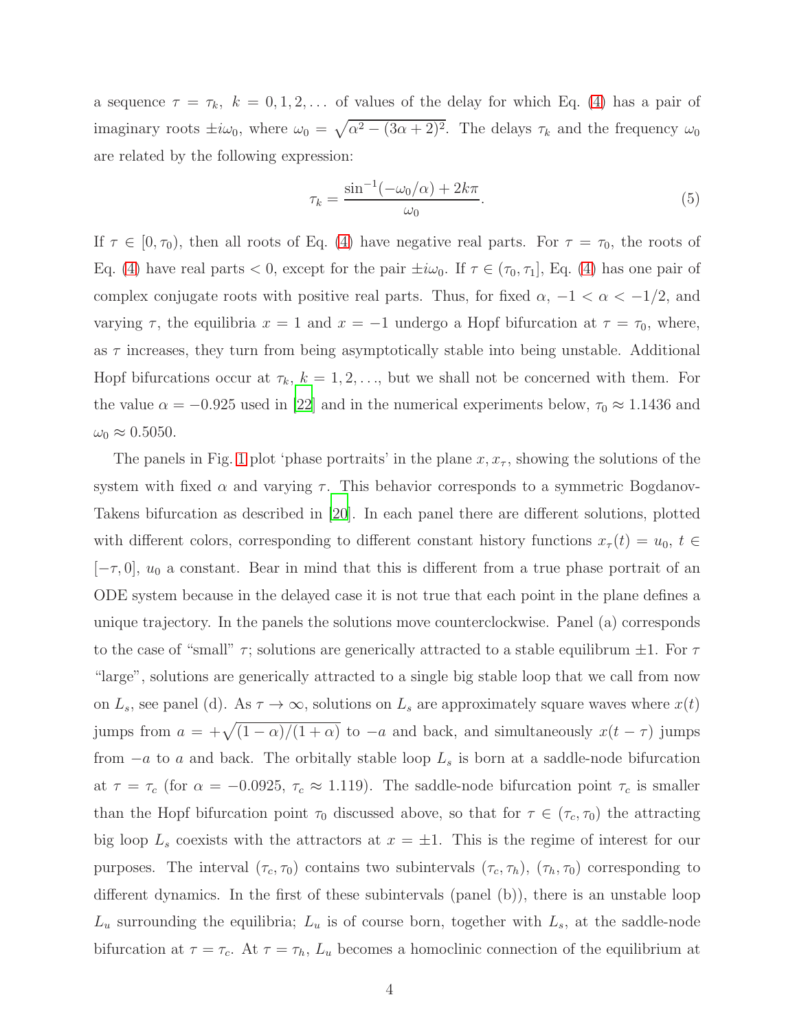a sequence $\tau = \tau_k$, $k = 0, 1, 2, \ldots$ of values of the delay for which Eq. (4) has a pair of imaginary roots $\pm i\omega_0$, where $\omega_0 = \sqrt{\alpha^2 - (3\alpha + 2)^2}$. The delays $\tau_k$ and the frequency $\omega_0$ are related by the following expression:

$$\tau_k = \frac{\sin^{-1}(-\omega_0/\alpha) + 2k\pi}{\omega_0}. \tag{5}$$

If $\tau \in [0, \tau_0)$, then all roots of Eq. (4) have negative real parts. For $\tau = \tau_0$, the roots of Eq. (4) have real parts $< 0$, except for the pair $\pm i\omega_0$. If $\tau \in (\tau_0, \tau_1]$, Eq. (4) has one pair of complex conjugate roots with positive real parts. Thus, for fixed $\alpha$, $-1 < \alpha < -1/2$, and varying $\tau$, the equilibria $x = 1$ and $x = -1$ undergo a Hopf bifurcation at $\tau = \tau_0$, where, as $\tau$ increases, they turn from being asymptotically stable into being unstable. Additional Hopf bifurcations occur at $\tau_k$, $k = 1, 2, \ldots$, but we shall not be concerned with them. For the value $\alpha = -0.925$ used in [22] and in the numerical experiments below, $\tau_0 \approx 1.1436$ and $\omega_0 \approx 0.5050$.

The panels in Fig. 1 plot 'phase portraits' in the plane $x, x_\tau$, showing the solutions of the system with fixed $\alpha$ and varying $\tau$. This behavior corresponds to a symmetric Bogdanov-Takens bifurcation as described in [20]. In each panel there are different solutions, plotted with different colors, corresponding to different constant history functions $x_\tau(t) = u_0$, $t \in [-\tau, 0]$, $u_0$ a constant. Bear in mind that this is different from a true phase portrait of an ODE system because in the delayed case it is not true that each point in the plane defines a unique trajectory. In the panels the solutions move counterclockwise. Panel (a) corresponds to the case of "small" $\tau$; solutions are generically attracted to a stable equilibrum $\pm 1$. For $\tau$ "large", solutions are generically attracted to a single big stable loop that we call from now on $L_s$, see panel (d). As $\tau \to \infty$, solutions on $L_s$ are approximately square waves where $x(t)$ jumps from $a = +\sqrt{(1-\alpha)/(1+\alpha)}$ to $-a$ and back, and simultaneously $x(t-\tau)$ jumps from $-a$ to $a$ and back. The orbitally stable loop $L_s$ is born at a saddle-node bifurcation at $\tau = \tau_c$ (for $\alpha = -0.0925$, $\tau_c \approx 1.119$). The saddle-node bifurcation point $\tau_c$ is smaller than the Hopf bifurcation point $\tau_0$ discussed above, so that for $\tau \in (\tau_c, \tau_0)$ the attracting big loop $L_s$ coexists with the attractors at $x = \pm 1$. This is the regime of interest for our purposes. The interval $(\tau_c, \tau_0)$ contains two subintervals $(\tau_c, \tau_h)$, $(\tau_h, \tau_0)$ corresponding to different dynamics. In the first of these subintervals (panel (b)), there is an unstable loop $L_u$ surrounding the equilibria; $L_u$ is of course born, together with $L_s$, at the saddle-node bifurcation at $\tau = \tau_c$. At $\tau = \tau_h$, $L_u$ becomes a homoclinic connection of the equilibrium at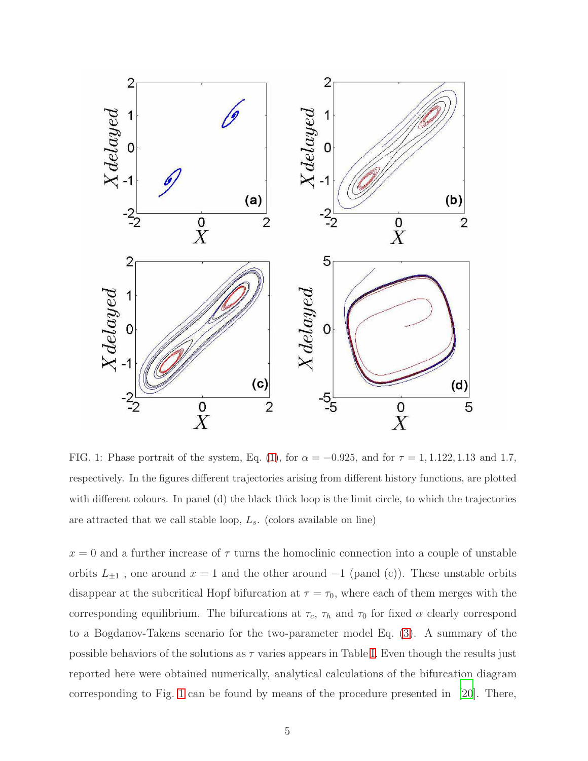(a)

X delayed

X

-2 0 2

-2 -1 0 1 2

(b)

X delayed

X

-2 0 2

-2 -1 0 1 2

(c)

X delayed

X

-2 0 2

-2 -1 0 1 2

(d)

X delayed

X

-5 0 5

-5 0 5

FIG. 1: Phase portrait of the system, Eq. (1), for $\alpha = -0.925$, and for $\tau = 1, 1.122, 1.13$ and $1.7$, respectively. In the figures different trajectories arising from different history functions, are plotted with different colours. In panel (d) the black thick loop is the limit circle, to which the trajectories are attracted that we call stable loop, $L_s$. (colors available on line)

$x = 0$ and a further increase of $\tau$ turns the homoclinic connection into a couple of unstable orbits $L_{\pm 1}$ , one around $x = 1$ and the other around $-1$ (panel (c)). These unstable orbits disappear at the subcritical Hopf bifurcation at $\tau = \tau_0$, where each of them merges with the corresponding equilibrium. The bifurcations at $\tau_c$, $\tau_h$ and $\tau_0$ for fixed $\alpha$ clearly correspond to a Bogdanov-Takens scenario for the two-parameter model Eq. (3). A summary of the possible behaviors of the solutions as $\tau$ varies appears in Table I. Even though the results just reported here were obtained numerically, analytical calculations of the bifurcation diagram corresponding to Fig. 1 can be found by means of the procedure presented in [20]. There,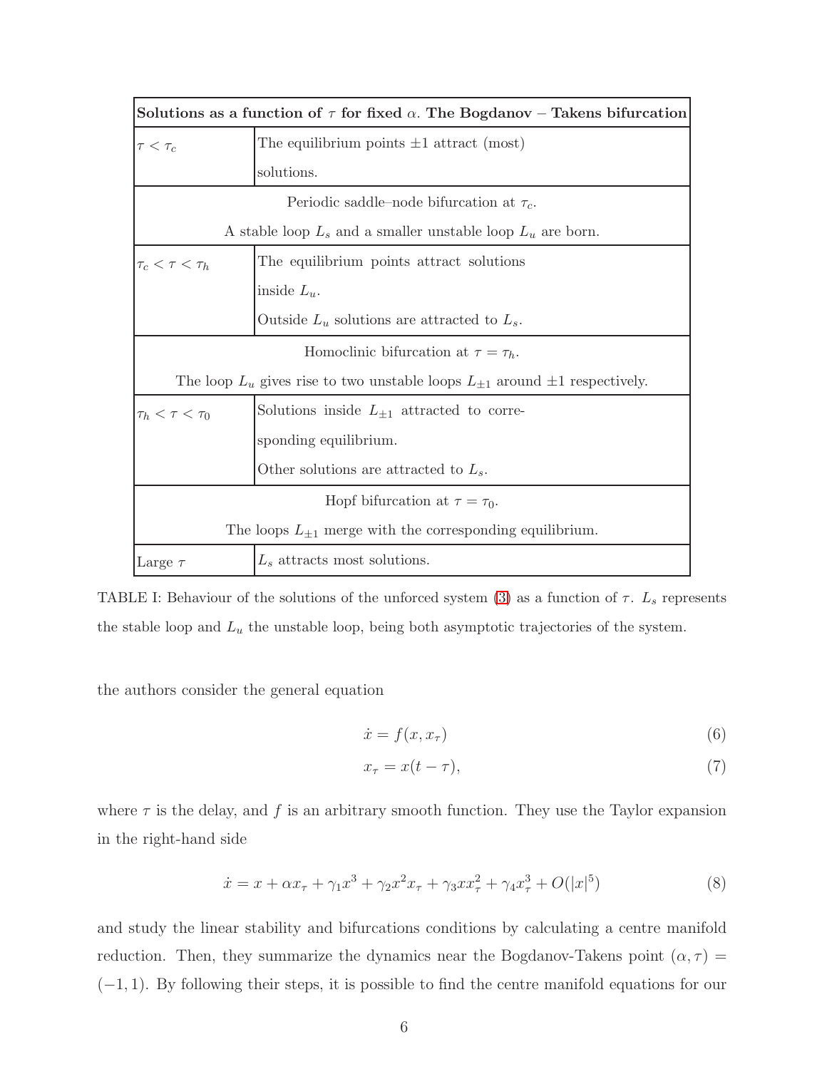| Solutions as a function of $\tau$ for fixed $\alpha$. The Bogdanov – Takens bifurcation | |
|---|---|
| $\tau < \tau_c$ | The equilibrium points $\pm 1$ attract (most) solutions. |
| Periodic saddle–node bifurcation at $\tau_c$. A stable loop $L_s$ and a smaller unstable loop $L_u$ are born. | |
| $\tau_c < \tau < \tau_h$ | The equilibrium points attract solutions inside $L_u$. Outside $L_u$ solutions are attracted to $L_s$. |
| Homoclinic bifurcation at $\tau = \tau_h$. The loop $L_u$ gives rise to two unstable loops $L_{\pm 1}$ around $\pm 1$ respectively. | |
| $\tau_h < \tau < \tau_0$ | Solutions inside $L_{\pm 1}$ attracted to corresponding equilibrium. Other solutions are attracted to $L_s$. |
| Hopf bifurcation at $\tau = \tau_0$. The loops $L_{\pm 1}$ merge with the corresponding equilibrium. | |
| Large $\tau$ | $L_s$ attracts most solutions. |

TABLE I: Behaviour of the solutions of the unforced system (3) as a function of $\tau$. $L_s$ represents the stable loop and $L_u$ the unstable loop, being both asymptotic trajectories of the system.

the authors consider the general equation

$$\dot{x} = f(x, x_\tau) \tag{6}$$

$$x_\tau = x(t - \tau), \tag{7}$$

where $\tau$ is the delay, and $f$ is an arbitrary smooth function. They use the Taylor expansion in the right-hand side

$$\dot{x} = x + \alpha x_\tau + \gamma_1 x^3 + \gamma_2 x^2 x_\tau + \gamma_3 x x_\tau^2 + \gamma_4 x_\tau^3 + O(|x|^5) \tag{8}$$

and study the linear stability and bifurcations conditions by calculating a centre manifold reduction. Then, they summarize the dynamics near the Bogdanov-Takens point $(\alpha, \tau) = (-1, 1)$. By following their steps, it is possible to find the centre manifold equations for our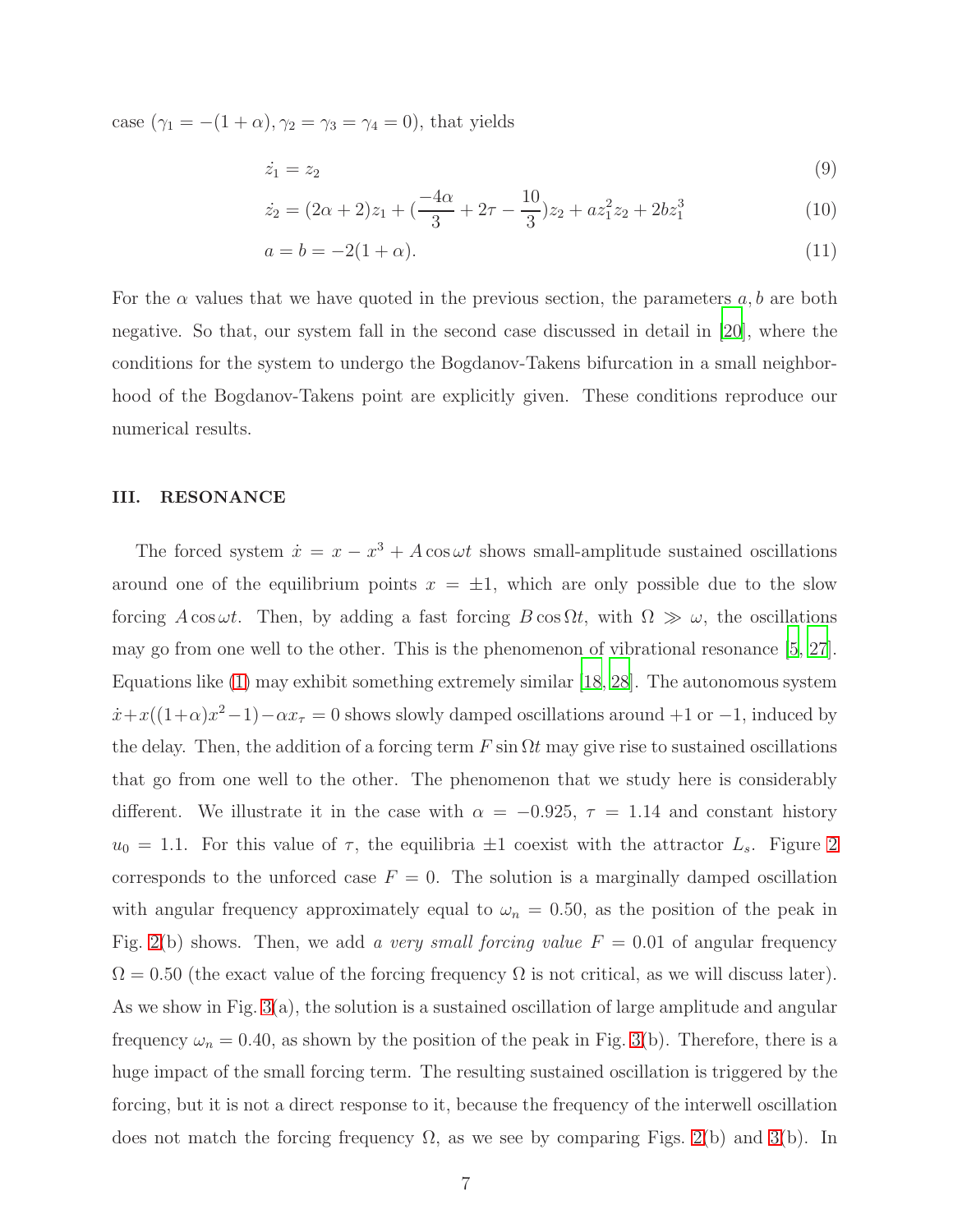case ($\gamma_1 = -(1+\alpha), \gamma_2 = \gamma_3 = \gamma_4 = 0$), that yields

$$\dot{z_1} = z_2 \tag{9}$$

$$\dot{z_2} = (2\alpha + 2)z_1 + (\frac{-4\alpha}{3} + 2\tau - \frac{10}{3})z_2 + az_1^2 z_2 + 2bz_1^3 \tag{10}$$

$$a = b = -2(1+\alpha). \tag{11}$$

For the $\alpha$ values that we have quoted in the previous section, the parameters $a, b$ are both negative. So that, our system fall in the second case discussed in detail in [20], where the conditions for the system to undergo the Bogdanov-Takens bifurcation in a small neighborhood of the Bogdanov-Takens point are explicitly given. These conditions reproduce our numerical results.

## III. RESONANCE

The forced system $\dot{x} = x - x^3 + A\cos\omega t$ shows small-amplitude sustained oscillations around one of the equilibrium points $x = \pm 1$, which are only possible due to the slow forcing $A\cos\omega t$. Then, by adding a fast forcing $B\cos\Omega t$, with $\Omega \gg \omega$, the oscillations may go from one well to the other. This is the phenomenon of vibrational resonance [5, 27]. Equations like (1) may exhibit something extremely similar [18, 28]. The autonomous system $\dot{x} + x((1+\alpha)x^2 - 1) - \alpha x_\tau = 0$ shows slowly damped oscillations around $+1$ or $-1$, induced by the delay. Then, the addition of a forcing term $F\sin\Omega t$ may give rise to sustained oscillations that go from one well to the other. The phenomenon that we study here is considerably different. We illustrate it in the case with $\alpha = -0.925$, $\tau = 1.14$ and constant history $u_0 = 1.1$. For this value of $\tau$, the equilibria $\pm 1$ coexist with the attractor $L_s$. Figure 2 corresponds to the unforced case $F = 0$. The solution is a marginally damped oscillation with angular frequency approximately equal to $\omega_n = 0.50$, as the position of the peak in Fig. 2(b) shows. Then, we add *a very small forcing value* $F = 0.01$ of angular frequency $\Omega = 0.50$ (the exact value of the forcing frequency $\Omega$ is not critical, as we will discuss later). As we show in Fig. 3(a), the solution is a sustained oscillation of large amplitude and angular frequency $\omega_n = 0.40$, as shown by the position of the peak in Fig. 3(b). Therefore, there is a huge impact of the small forcing term. The resulting sustained oscillation is triggered by the forcing, but it is not a direct response to it, because the frequency of the interwell oscillation does not match the forcing frequency $\Omega$, as we see by comparing Figs. 2(b) and 3(b). In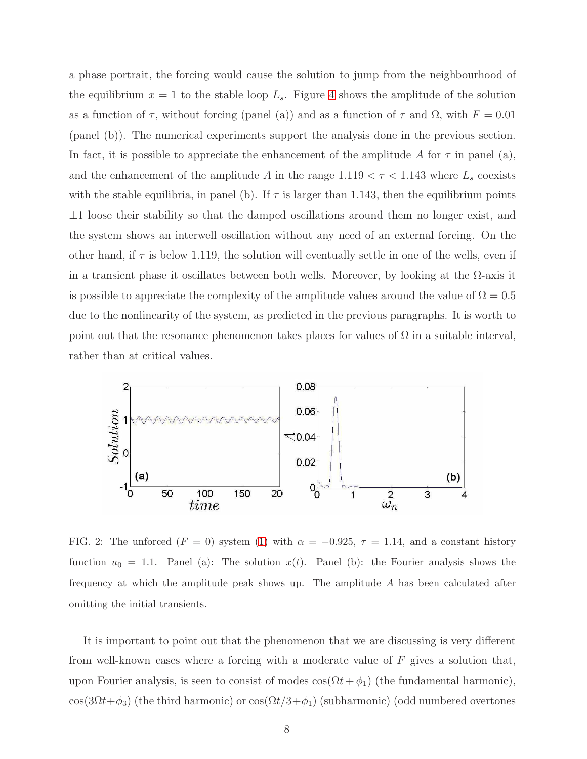a phase portrait, the forcing would cause the solution to jump from the neighbourhood of the equilibrium $x = 1$ to the stable loop $L_s$. Figure 4 shows the amplitude of the solution as a function of $\tau$, without forcing (panel (a)) and as a function of $\tau$ and $\Omega$, with $F = 0.01$ (panel (b)). The numerical experiments support the analysis done in the previous section. In fact, it is possible to appreciate the enhancement of the amplitude $A$ for $\tau$ in panel (a), and the enhancement of the amplitude $A$ in the range $1.119 < \tau < 1.143$ where $L_s$ coexists with the stable equilibria, in panel (b). If $\tau$ is larger than 1.143, then the equilibrium points $\pm 1$ loose their stability so that the damped oscillations around them no longer exist, and the system shows an interwell oscillation without any need of an external forcing. On the other hand, if $\tau$ is below 1.119, the solution will eventually settle in one of the wells, even if in a transient phase it oscillates between both wells. Moreover, by looking at the $\Omega$-axis it is possible to appreciate the complexity of the amplitude values around the value of $\Omega = 0.5$ due to the nonlinearity of the system, as predicted in the previous paragraphs. It is worth to point out that the resonance phenomenon takes places for values of $\Omega$ in a suitable interval, rather than at critical values.

Solution
time
(a)
2
1
0
-1
0
50
100
150
20

$A$
$\omega_n$
(b)
0.08
0.06
0.04
0.02
0
0
1
2
3
4

FIG. 2: The unforced ($F = 0$) system (1) with $\alpha = -0.925$, $\tau = 1.14$, and a constant history function $u_0 = 1.1$. Panel (a): The solution $x(t)$. Panel (b): the Fourier analysis shows the frequency at which the amplitude peak shows up. The amplitude $A$ has been calculated after omitting the initial transients.

It is important to point out that the phenomenon that we are discussing is very different from well-known cases where a forcing with a moderate value of $F$ gives a solution that, upon Fourier analysis, is seen to consist of modes $\cos(\Omega t + \phi_1)$ (the fundamental harmonic), $\cos(3\Omega t + \phi_3)$ (the third harmonic) or $\cos(\Omega t/3 + \phi_1)$ (subharmonic) (odd numbered overtones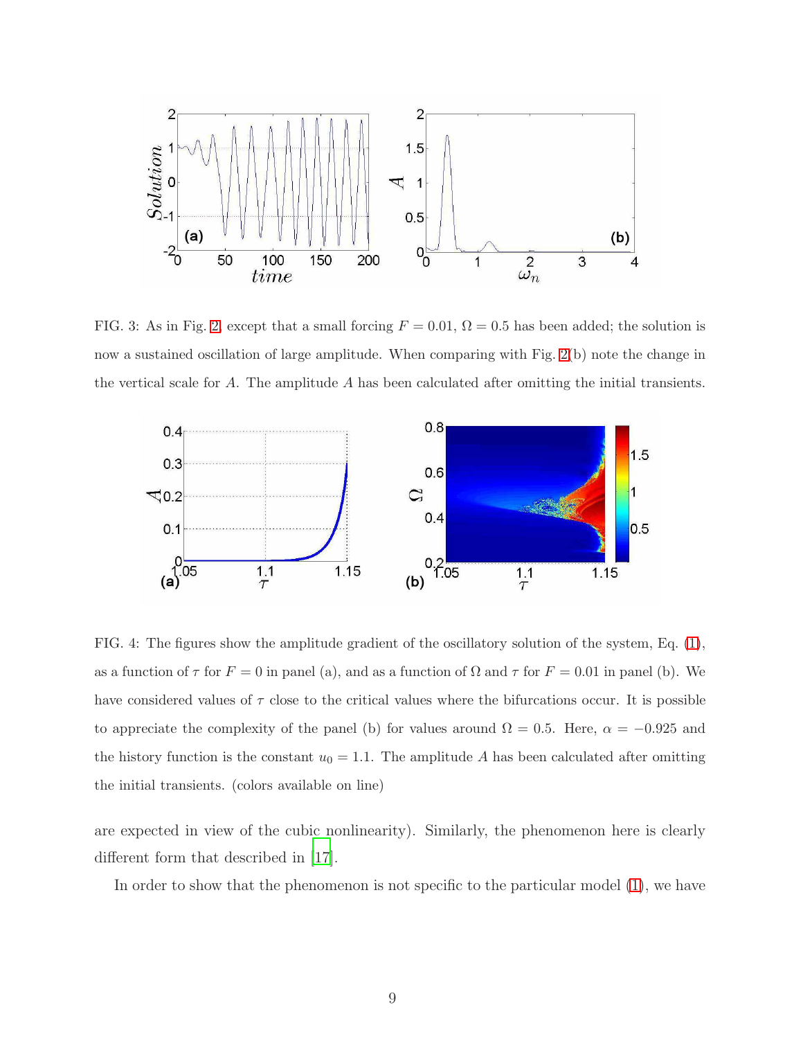(a)

0
50
100
150
200
$time$

2
1
0
-1
-2
$Solution$

(b)

0
1
2
3
4
$\omega_n$

2
1.5
1
0.5
0
$A$

FIG. 3: As in Fig. 2, except that a small forcing $F = 0.01$, $\Omega = 0.5$ has been added; the solution is now a sustained oscillation of large amplitude. When comparing with Fig. 2(b) note the change in the vertical scale for $A$. The amplitude $A$ has been calculated after omitting the initial transients.

(a)

1.05
1.1
1.15
$\tau$

0.4
0.3
0.2
0.1
0
$A$

(b)

1.05
1.1
1.15
$\tau$

0.8
0.6
0.4
0.2
$\Omega$

1.5
1
0.5

FIG. 4: The figures show the amplitude gradient of the oscillatory solution of the system, Eq. (1), as a function of $\tau$ for $F = 0$ in panel (a), and as a function of $\Omega$ and $\tau$ for $F = 0.01$ in panel (b). We have considered values of $\tau$ close to the critical values where the bifurcations occur. It is possible to appreciate the complexity of the panel (b) for values around $\Omega = 0.5$. Here, $\alpha = -0.925$ and the history function is the constant $u_0 = 1.1$. The amplitude $A$ has been calculated after omitting the initial transients. (colors available on line)

are expected in view of the cubic nonlinearity). Similarly, the phenomenon here is clearly different form that described in [17].

In order to show that the phenomenon is not specific to the particular model (1), we have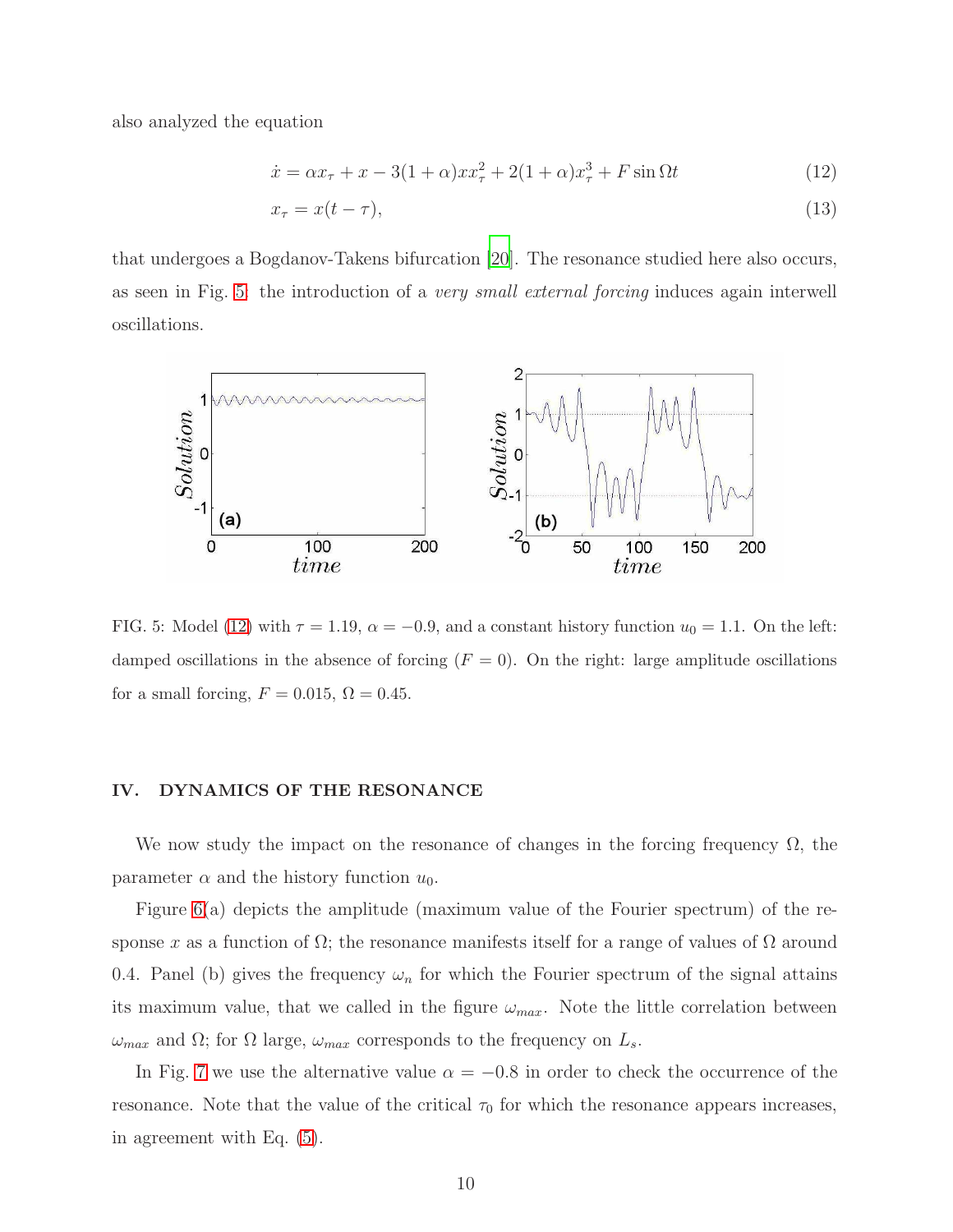also analyzed the equation

$$\dot{x} = \alpha x_\tau + x - 3(1+\alpha)x x_\tau^2 + 2(1+\alpha)x_\tau^3 + F \sin \Omega t \tag{12}$$

$$x_\tau = x(t-\tau), \tag{13}$$

that undergoes a Bogdanov-Takens bifurcation [20]. The resonance studied here also occurs, as seen in Fig. 5: the introduction of a *very small external forcing* induces again interwell oscillations.

(a)
Solution
1
0
-1
0
100
200
time

(b)
Solution
2
1
0
-1
-2
0
50
100
150
200
time

FIG. 5: Model (12) with $\tau = 1.19$, $\alpha = -0.9$, and a constant history function $u_0 = 1.1$. On the left: damped oscillations in the absence of forcing ($F = 0$). On the right: large amplitude oscillations for a small forcing, $F = 0.015$, $\Omega = 0.45$.

## IV. DYNAMICS OF THE RESONANCE

We now study the impact on the resonance of changes in the forcing frequency $\Omega$, the parameter $\alpha$ and the history function $u_0$.

Figure 6(a) depicts the amplitude (maximum value of the Fourier spectrum) of the response $x$ as a function of $\Omega$; the resonance manifests itself for a range of values of $\Omega$ around 0.4. Panel (b) gives the frequency $\omega_n$ for which the Fourier spectrum of the signal attains its maximum value, that we called in the figure $\omega_{max}$. Note the little correlation between $\omega_{max}$ and $\Omega$; for $\Omega$ large, $\omega_{max}$ corresponds to the frequency on $L_s$.

In Fig. 7 we use the alternative value $\alpha = -0.8$ in order to check the occurrence of the resonance. Note that the value of the critical $\tau_0$ for which the resonance appears increases, in agreement with Eq. (5).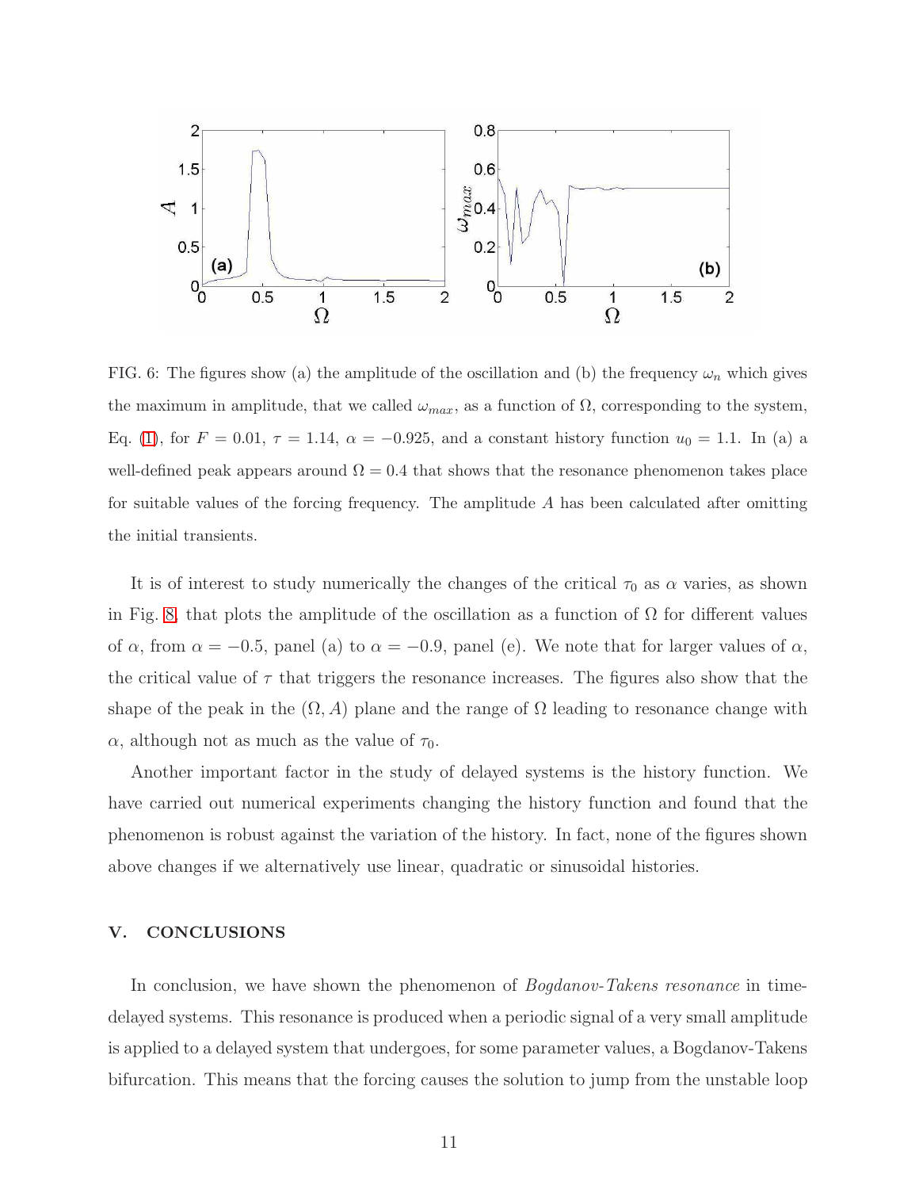(a)

A

2
1.5
1
0.5
0

0 0.5 1 1.5 2

$\Omega$

(b)

$\omega_{max}$

0.8
0.6
0.4
0.2
0

0 0.5 1 1.5 2

$\Omega$

FIG. 6: The figures show (a) the amplitude of the oscillation and (b) the frequency $\omega_n$ which gives the maximum in amplitude, that we called $\omega_{max}$, as a function of $\Omega$, corresponding to the system, Eq. (1), for $F = 0.01$, $\tau = 1.14$, $\alpha = -0.925$, and a constant history function $u_0 = 1.1$. In (a) a well-defined peak appears around $\Omega = 0.4$ that shows that the resonance phenomenon takes place for suitable values of the forcing frequency. The amplitude $A$ has been calculated after omitting the initial transients.

It is of interest to study numerically the changes of the critical $\tau_0$ as $\alpha$ varies, as shown in Fig. 8, that plots the amplitude of the oscillation as a function of $\Omega$ for different values of $\alpha$, from $\alpha = -0.5$, panel (a) to $\alpha = -0.9$, panel (e). We note that for larger values of $\alpha$, the critical value of $\tau$ that triggers the resonance increases. The figures also show that the shape of the peak in the $(\Omega, A)$ plane and the range of $\Omega$ leading to resonance change with $\alpha$, although not as much as the value of $\tau_0$.

Another important factor in the study of delayed systems is the history function. We have carried out numerical experiments changing the history function and found that the phenomenon is robust against the variation of the history. In fact, none of the figures shown above changes if we alternatively use linear, quadratic or sinusoidal histories.

## V. CONCLUSIONS

In conclusion, we have shown the phenomenon of *Bogdanov-Takens resonance* in time-delayed systems. This resonance is produced when a periodic signal of a very small amplitude is applied to a delayed system that undergoes, for some parameter values, a Bogdanov-Takens bifurcation. This means that the forcing causes the solution to jump from the unstable loop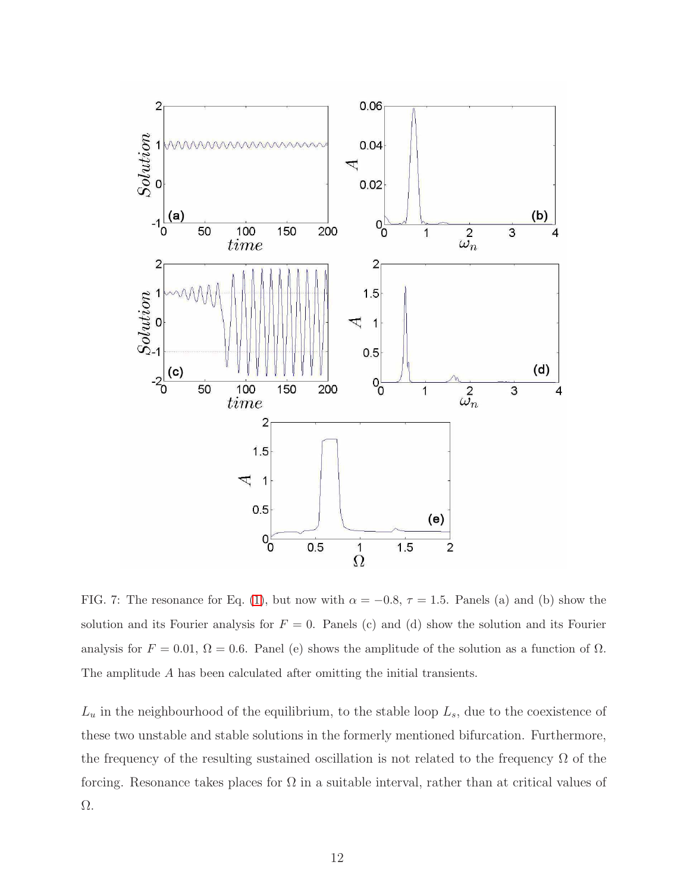(a)

Solution

time

0 50 100 150 200

2 1 0 -1

(b)

$A$

$\omega_n$

0 1 2 3 4

0.06 0.04 0.02 0

(c)

Solution

time

0 50 100 150 200

2 1 0 -1 -2

(d)

$A$

$\omega_n$

0 1 2 3 4

2 1.5 1 0.5 0

(e)

$A$

$\Omega$

0 0.5 1 1.5 2

2 1.5 1 0.5 0

FIG. 7: The resonance for Eq. (1), but now with $\alpha = -0.8$, $\tau = 1.5$. Panels (a) and (b) show the solution and its Fourier analysis for $F = 0$. Panels (c) and (d) show the solution and its Fourier analysis for $F = 0.01$, $\Omega = 0.6$. Panel (e) shows the amplitude of the solution as a function of $\Omega$. The amplitude $A$ has been calculated after omitting the initial transients.

$L_u$ in the neighbourhood of the equilibrium, to the stable loop $L_s$, due to the coexistence of these two unstable and stable solutions in the formerly mentioned bifurcation. Furthermore, the frequency of the resulting sustained oscillation is not related to the frequency $\Omega$ of the forcing. Resonance takes places for $\Omega$ in a suitable interval, rather than at critical values of $\Omega$.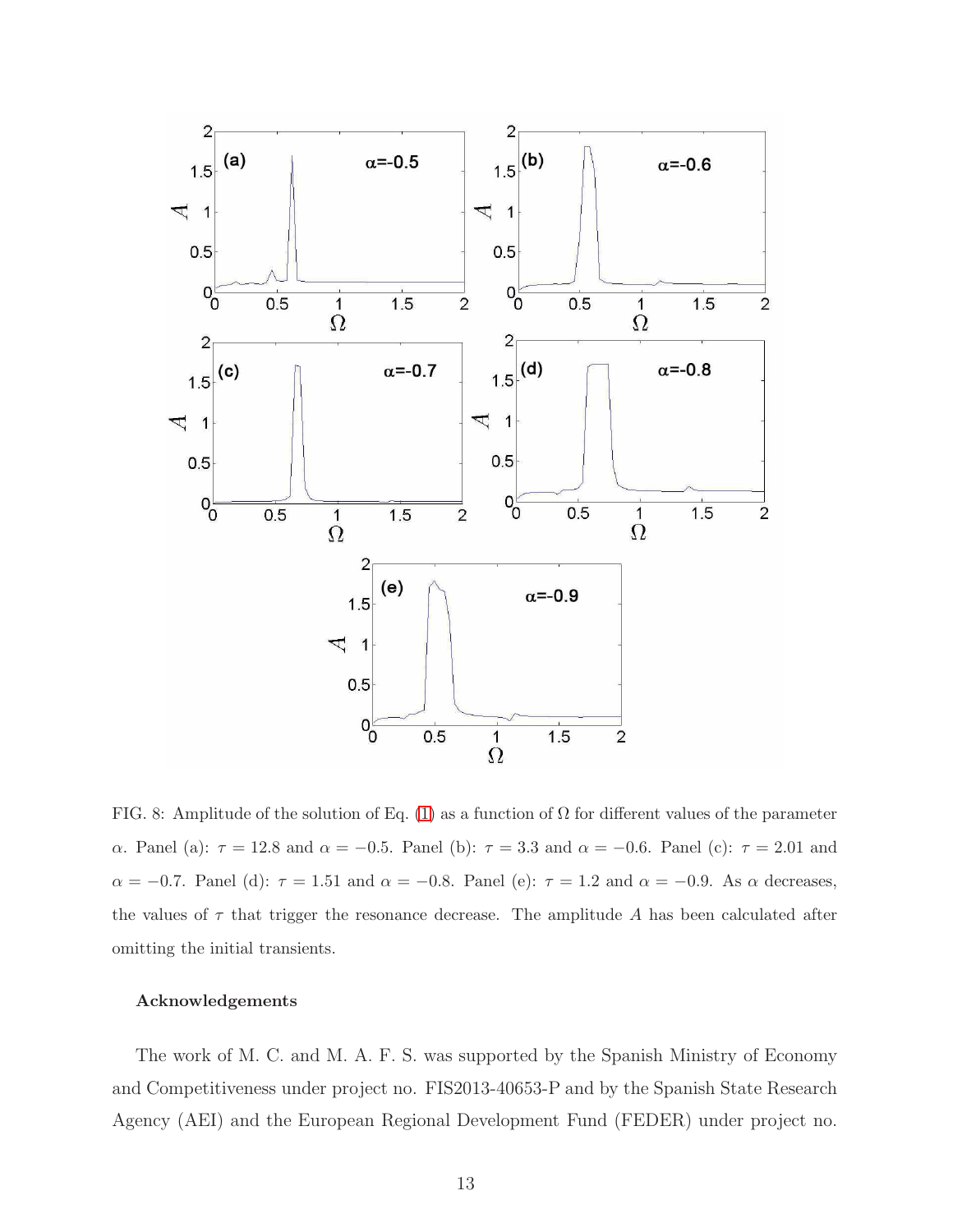(a) α=-0.5

A

Ω

(b) α=-0.6

(c) α=-0.7

(d) α=-0.8

(e) α=-0.9

FIG. 8: Amplitude of the solution of Eq. (1) as a function of $\Omega$ for different values of the parameter $\alpha$. Panel (a): $\tau = 12.8$ and $\alpha = -0.5$. Panel (b): $\tau = 3.3$ and $\alpha = -0.6$. Panel (c): $\tau = 2.01$ and $\alpha = -0.7$. Panel (d): $\tau = 1.51$ and $\alpha = -0.8$. Panel (e): $\tau = 1.2$ and $\alpha = -0.9$. As $\alpha$ decreases, the values of $\tau$ that trigger the resonance decrease. The amplitude $A$ has been calculated after omitting the initial transients.

#### Acknowledgements

The work of M. C. and M. A. F. S. was supported by the Spanish Ministry of Economy and Competitiveness under project no. FIS2013-40653-P and by the Spanish State Research Agency (AEI) and the European Regional Development Fund (FEDER) under project no.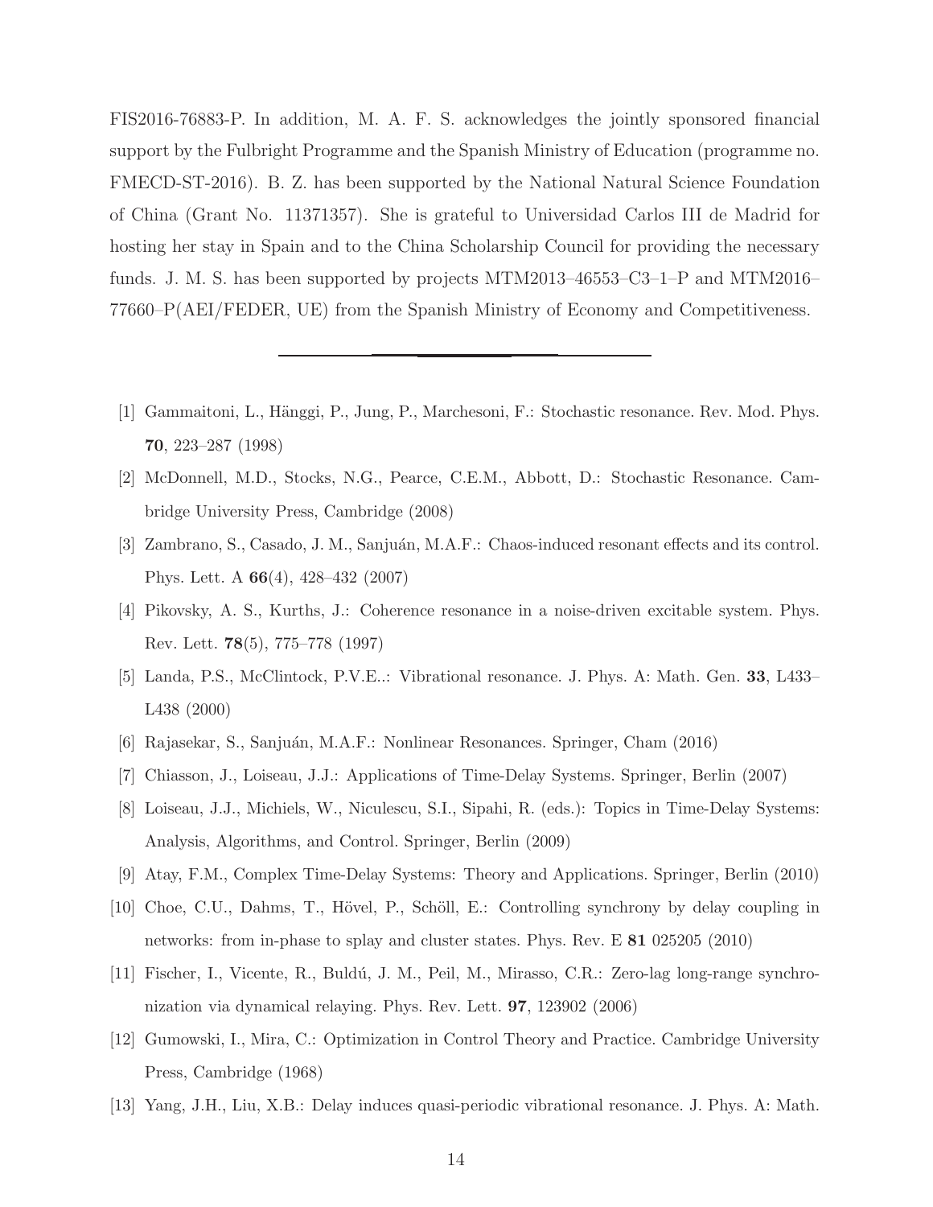FIS2016-76883-P. In addition, M. A. F. S. acknowledges the jointly sponsored financial support by the Fulbright Programme and the Spanish Ministry of Education (programme no. FMECD-ST-2016). B. Z. has been supported by the National Natural Science Foundation of China (Grant No. 11371357). She is grateful to Universidad Carlos III de Madrid for hosting her stay in Spain and to the China Scholarship Council for providing the necessary funds. J. M. S. has been supported by projects MTM2013–46553–C3–1–P and MTM2016–77660–P(AEI/FEDER, UE) from the Spanish Ministry of Economy and Competitiveness.

---

[1] Gammaitoni, L., Hänggi, P., Jung, P., Marchesoni, F.: Stochastic resonance. Rev. Mod. Phys. **70**, 223–287 (1998)

[2] McDonnell, M.D., Stocks, N.G., Pearce, C.E.M., Abbott, D.: Stochastic Resonance. Cambridge University Press, Cambridge (2008)

[3] Zambrano, S., Casado, J. M., Sanjuán, M.A.F.: Chaos-induced resonant effects and its control. Phys. Lett. A **66**(4), 428–432 (2007)

[4] Pikovsky, A. S., Kurths, J.: Coherence resonance in a noise-driven excitable system. Phys. Rev. Lett. **78**(5), 775–778 (1997)

[5] Landa, P.S., McClintock, P.V.E..: Vibrational resonance. J. Phys. A: Math. Gen. **33**, L433–L438 (2000)

[6] Rajasekar, S., Sanjuán, M.A.F.: Nonlinear Resonances. Springer, Cham (2016)

[7] Chiasson, J., Loiseau, J.J.: Applications of Time-Delay Systems. Springer, Berlin (2007)

[8] Loiseau, J.J., Michiels, W., Niculescu, S.I., Sipahi, R. (eds.): Topics in Time-Delay Systems: Analysis, Algorithms, and Control. Springer, Berlin (2009)

[9] Atay, F.M., Complex Time-Delay Systems: Theory and Applications. Springer, Berlin (2010)

[10] Choe, C.U., Dahms, T., Hövel, P., Schöll, E.: Controlling synchrony by delay coupling in networks: from in-phase to splay and cluster states. Phys. Rev. E **81** 025205 (2010)

[11] Fischer, I., Vicente, R., Buldú, J. M., Peil, M., Mirasso, C.R.: Zero-lag long-range synchronization via dynamical relaying. Phys. Rev. Lett. **97**, 123902 (2006)

[12] Gumowski, I., Mira, C.: Optimization in Control Theory and Practice. Cambridge University Press, Cambridge (1968)

[13] Yang, J.H., Liu, X.B.: Delay induces quasi-periodic vibrational resonance. J. Phys. A: Math.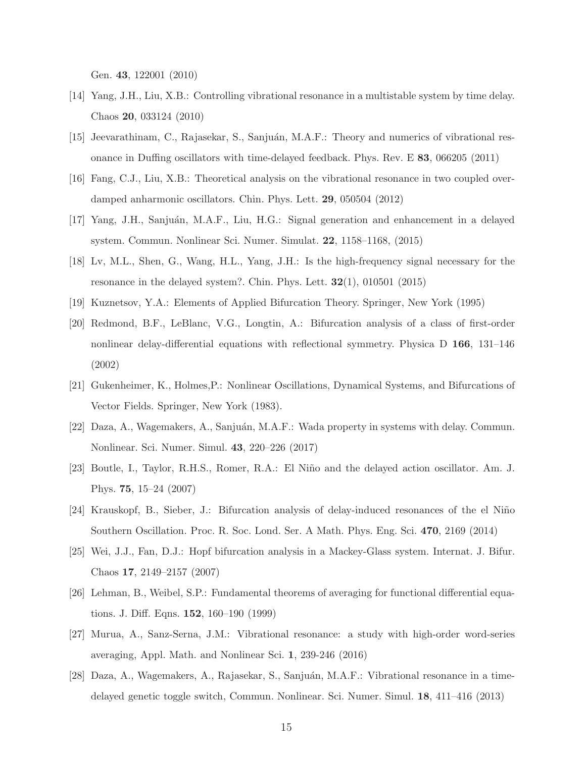Gen. **43**, 122001 (2010)

[14] Yang, J.H., Liu, X.B.: Controlling vibrational resonance in a multistable system by time delay. Chaos **20**, 033124 (2010)

[15] Jeevarathinam, C., Rajasekar, S., Sanjuán, M.A.F.: Theory and numerics of vibrational resonance in Duffing oscillators with time-delayed feedback. Phys. Rev. E **83**, 066205 (2011)

[16] Fang, C.J., Liu, X.B.: Theoretical analysis on the vibrational resonance in two coupled overdamped anharmonic oscillators. Chin. Phys. Lett. **29**, 050504 (2012)

[17] Yang, J.H., Sanjuán, M.A.F., Liu, H.G.: Signal generation and enhancement in a delayed system. Commun. Nonlinear Sci. Numer. Simulat. **22**, 1158–1168, (2015)

[18] Lv, M.L., Shen, G., Wang, H.L., Yang, J.H.: Is the high-frequency signal necessary for the resonance in the delayed system?. Chin. Phys. Lett. **32**(1), 010501 (2015)

[19] Kuznetsov, Y.A.: Elements of Applied Bifurcation Theory. Springer, New York (1995)

[20] Redmond, B.F., LeBlanc, V.G., Longtin, A.: Bifurcation analysis of a class of first-order nonlinear delay-differential equations with reflectional symmetry. Physica D **166**, 131–146 (2002)

[21] Gukenheimer, K., Holmes,P.: Nonlinear Oscillations, Dynamical Systems, and Bifurcations of Vector Fields. Springer, New York (1983).

[22] Daza, A., Wagemakers, A., Sanjuán, M.A.F.: Wada property in systems with delay. Commun. Nonlinear. Sci. Numer. Simul. **43**, 220–226 (2017)

[23] Boutle, I., Taylor, R.H.S., Romer, R.A.: El Niño and the delayed action oscillator. Am. J. Phys. **75**, 15–24 (2007)

[24] Krauskopf, B., Sieber, J.: Bifurcation analysis of delay-induced resonances of the el Niño Southern Oscillation. Proc. R. Soc. Lond. Ser. A Math. Phys. Eng. Sci. **470**, 2169 (2014)

[25] Wei, J.J., Fan, D.J.: Hopf bifurcation analysis in a Mackey-Glass system. Internat. J. Bifur. Chaos **17**, 2149–2157 (2007)

[26] Lehman, B., Weibel, S.P.: Fundamental theorems of averaging for functional differential equations. J. Diff. Eqns. **152**, 160–190 (1999)

[27] Murua, A., Sanz-Serna, J.M.: Vibrational resonance: a study with high-order word-series averaging, Appl. Math. and Nonlinear Sci. **1**, 239-246 (2016)

[28] Daza, A., Wagemakers, A., Rajasekar, S., Sanjuán, M.A.F.: Vibrational resonance in a time-delayed genetic toggle switch, Commun. Nonlinear. Sci. Numer. Simul. **18**, 411–416 (2013)